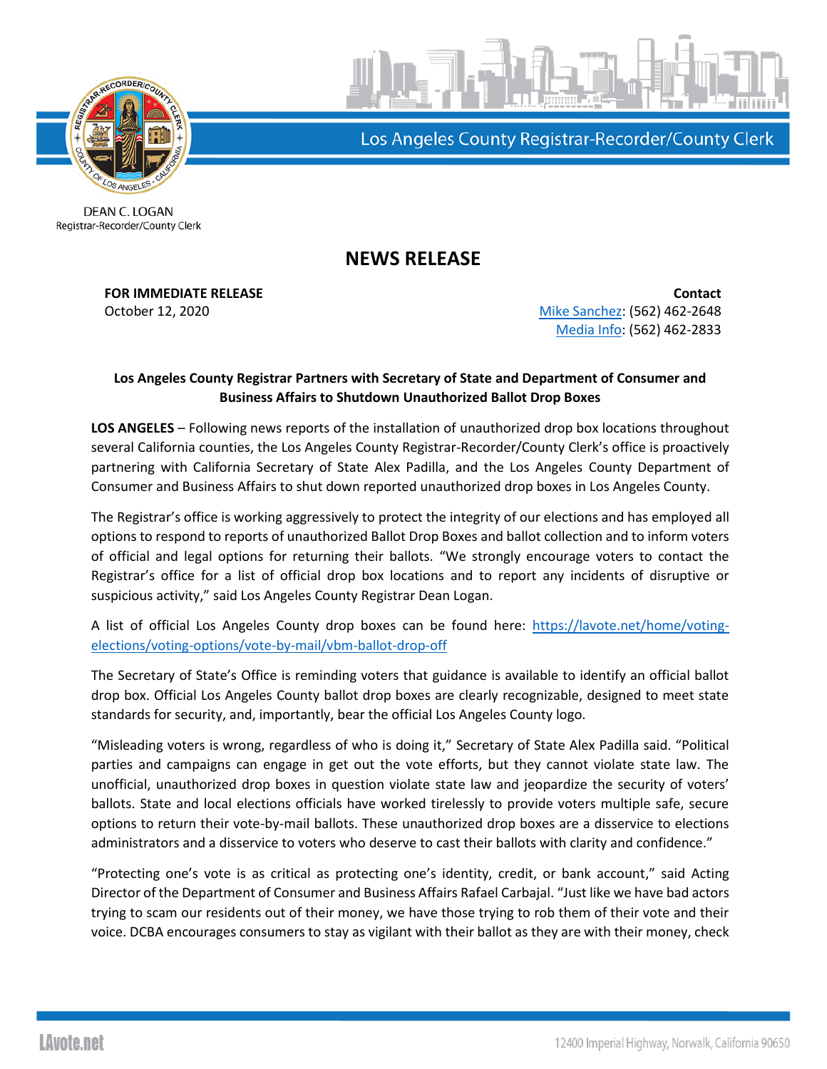Los Angeles County Registrar-Recorder/County Clerk

DEAN C. LOGAN
Registrar-Recorder/County Clerk

# NEWS RELEASE

**FOR IMMEDIATE RELEASE**
October 12, 2020

**Contact**
Mike Sanchez: (562) 462-2648
Media Info: (562) 462-2833

**Los Angeles County Registrar Partners with Secretary of State and Department of Consumer and Business Affairs to Shutdown Unauthorized Ballot Drop Boxes**

**LOS ANGELES** – Following news reports of the installation of unauthorized drop box locations throughout several California counties, the Los Angeles County Registrar-Recorder/County Clerk's office is proactively partnering with California Secretary of State Alex Padilla, and the Los Angeles County Department of Consumer and Business Affairs to shut down reported unauthorized drop boxes in Los Angeles County.

The Registrar's office is working aggressively to protect the integrity of our elections and has employed all options to respond to reports of unauthorized Ballot Drop Boxes and ballot collection and to inform voters of official and legal options for returning their ballots. "We strongly encourage voters to contact the Registrar's office for a list of official drop box locations and to report any incidents of disruptive or suspicious activity," said Los Angeles County Registrar Dean Logan.

A list of official Los Angeles County drop boxes can be found here: https://lavote.net/home/voting-elections/voting-options/vote-by-mail/vbm-ballot-drop-off

The Secretary of State's Office is reminding voters that guidance is available to identify an official ballot drop box. Official Los Angeles County ballot drop boxes are clearly recognizable, designed to meet state standards for security, and, importantly, bear the official Los Angeles County logo.

"Misleading voters is wrong, regardless of who is doing it," Secretary of State Alex Padilla said. "Political parties and campaigns can engage in get out the vote efforts, but they cannot violate state law. The unofficial, unauthorized drop boxes in question violate state law and jeopardize the security of voters' ballots. State and local elections officials have worked tirelessly to provide voters multiple safe, secure options to return their vote-by-mail ballots. These unauthorized drop boxes are a disservice to elections administrators and a disservice to voters who deserve to cast their ballots with clarity and confidence."

"Protecting one's vote is as critical as protecting one's identity, credit, or bank account," said Acting Director of the Department of Consumer and Business Affairs Rafael Carbajal. "Just like we have bad actors trying to scam our residents out of their money, we have those trying to rob them of their vote and their voice. DCBA encourages consumers to stay as vigilant with their ballot as they are with their money, check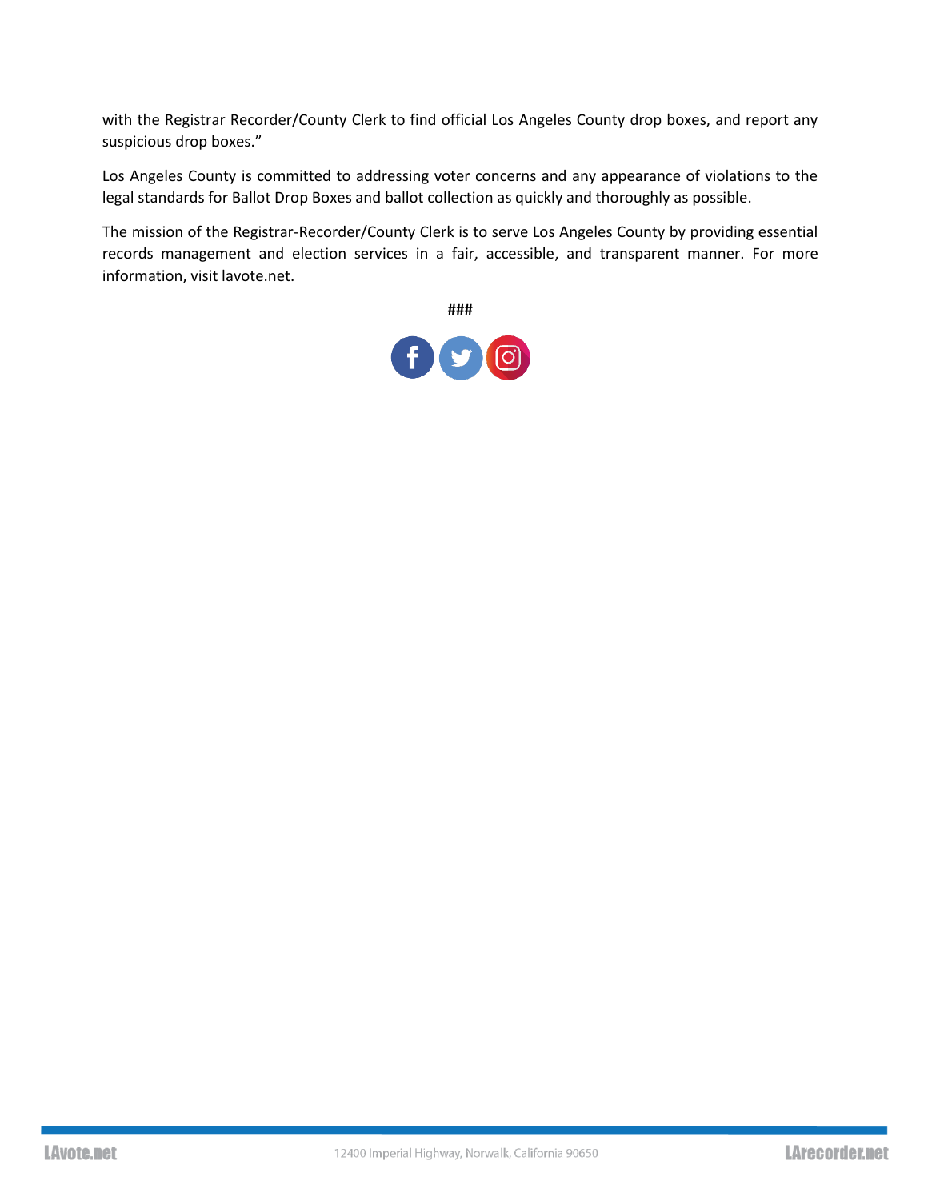with the Registrar Recorder/County Clerk to find official Los Angeles County drop boxes, and report any suspicious drop boxes."

Los Angeles County is committed to addressing voter concerns and any appearance of violations to the legal standards for Ballot Drop Boxes and ballot collection as quickly and thoroughly as possible.

The mission of the Registrar-Recorder/County Clerk is to serve Los Angeles County by providing essential records management and election services in a fair, accessible, and transparent manner. For more information, visit lavote.net.

**###**